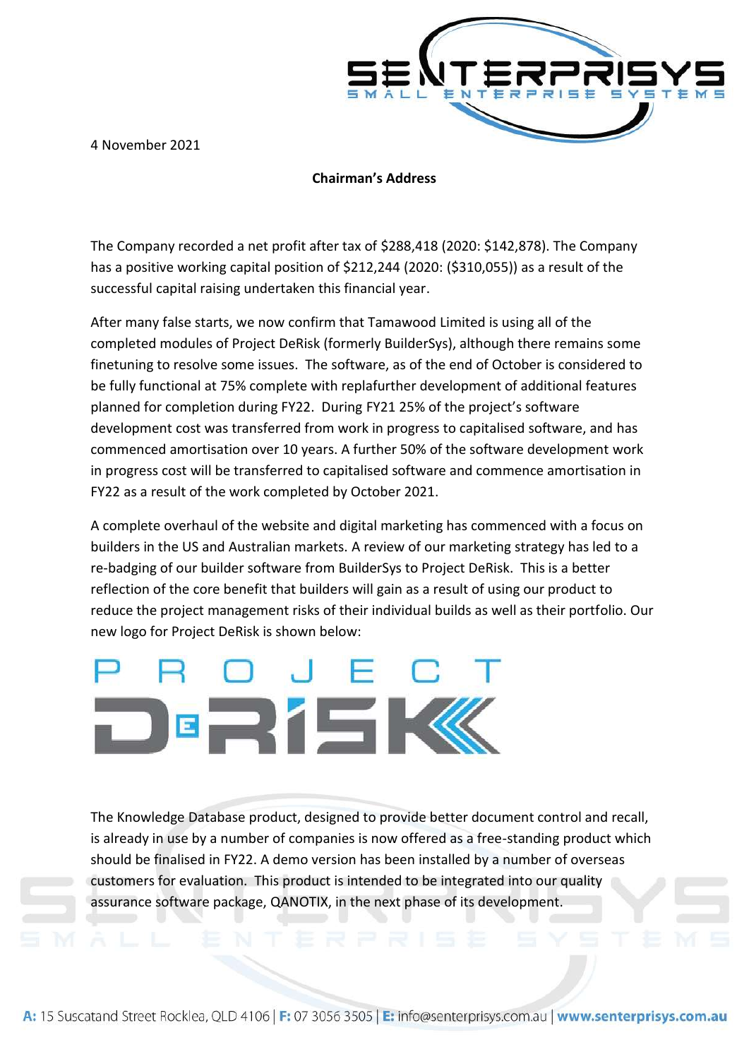4 November 2021

**Chairman's Address**

The Company recorded a net profit after tax of $288,418 (2020: $142,878). The Company has a positive working capital position of $212,244 (2020: ($310,055)) as a result of the successful capital raising undertaken this financial year.

After many false starts, we now confirm that Tamawood Limited is using all of the completed modules of Project DeRisk (formerly BuilderSys), although there remains some finetuning to resolve some issues. The software, as of the end of October is considered to be fully functional at 75% complete with replafurther development of additional features planned for completion during FY22. During FY21 25% of the project's software development cost was transferred from work in progress to capitalised software, and has commenced amortisation over 10 years. A further 50% of the software development work in progress cost will be transferred to capitalised software and commence amortisation in FY22 as a result of the work completed by October 2021.

A complete overhaul of the website and digital marketing has commenced with a focus on builders in the US and Australian markets. A review of our marketing strategy has led to a re-badging of our builder software from BuilderSys to Project DeRisk. This is a better reflection of the core benefit that builders will gain as a result of using our product to reduce the project management risks of their individual builds as well as their portfolio. Our new logo for Project DeRisk is shown below:

The Knowledge Database product, designed to provide better document control and recall, is already in use by a number of companies is now offered as a free-standing product which should be finalised in FY22. A demo version has been installed by a number of overseas customers for evaluation. This product is intended to be integrated into our quality assurance software package, QANOTIX, in the next phase of its development.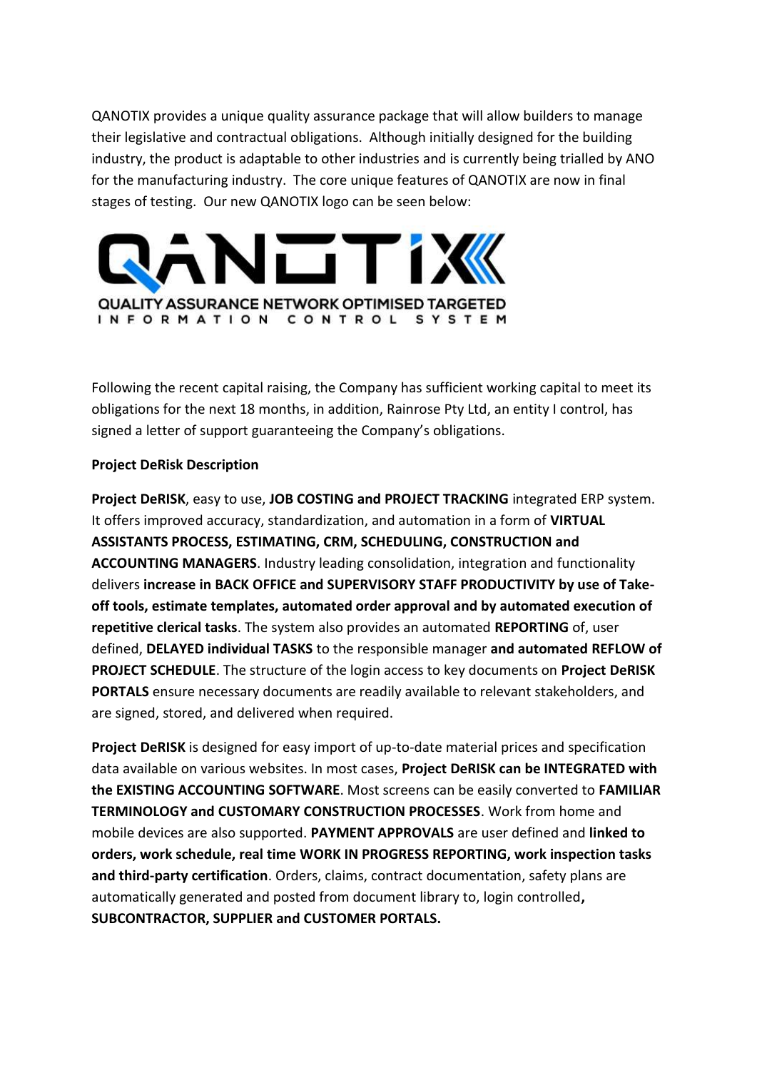QANOTIX provides a unique quality assurance package that will allow builders to manage their legislative and contractual obligations. Although initially designed for the building industry, the product is adaptable to other industries and is currently being trialled by ANO for the manufacturing industry. The core unique features of QANOTIX are now in final stages of testing. Our new QANOTIX logo can be seen below:

QANOTIX

QUALITY ASSURANCE NETWORK OPTIMISED TARGETED INFORMATION CONTROL SYSTEM

Following the recent capital raising, the Company has sufficient working capital to meet its obligations for the next 18 months, in addition, Rainrose Pty Ltd, an entity I control, has signed a letter of support guaranteeing the Company's obligations.

**Project DeRisk Description**

**Project DeRISK**, easy to use, **JOB COSTING and PROJECT TRACKING** integrated ERP system. It offers improved accuracy, standardization, and automation in a form of **VIRTUAL ASSISTANTS PROCESS, ESTIMATING, CRM, SCHEDULING, CONSTRUCTION and ACCOUNTING MANAGERS**. Industry leading consolidation, integration and functionality delivers **increase in BACK OFFICE and SUPERVISORY STAFF PRODUCTIVITY by use of Take-off tools, estimate templates, automated order approval and by automated execution of repetitive clerical tasks**. The system also provides an automated **REPORTING** of, user defined, **DELAYED individual TASKS** to the responsible manager **and automated REFLOW of PROJECT SCHEDULE**. The structure of the login access to key documents on **Project DeRISK PORTALS** ensure necessary documents are readily available to relevant stakeholders, and are signed, stored, and delivered when required.

**Project DeRISK** is designed for easy import of up-to-date material prices and specification data available on various websites. In most cases, **Project DeRISK can be INTEGRATED with the EXISTING ACCOUNTING SOFTWARE**. Most screens can be easily converted to **FAMILIAR TERMINOLOGY and CUSTOMARY CONSTRUCTION PROCESSES**. Work from home and mobile devices are also supported. **PAYMENT APPROVALS** are user defined and **linked to orders, work schedule, real time WORK IN PROGRESS REPORTING, work inspection tasks and third-party certification**. Orders, claims, contract documentation, safety plans are automatically generated and posted from document library to, login controlled**, SUBCONTRACTOR, SUPPLIER and CUSTOMER PORTALS.**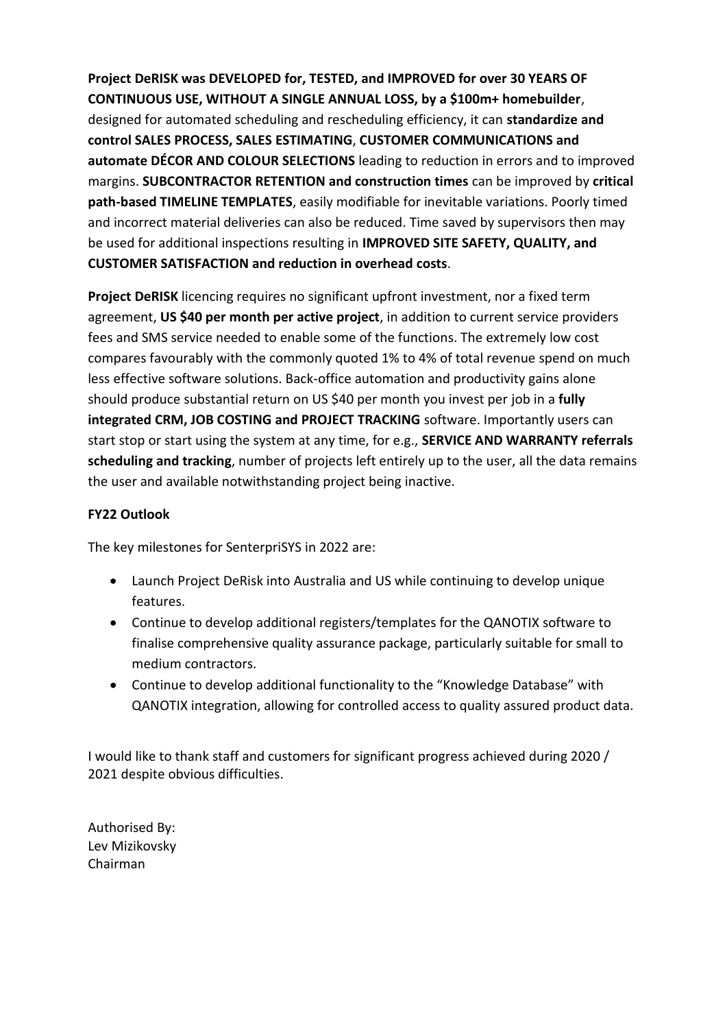**Project DeRISK was DEVELOPED for, TESTED, and IMPROVED for over 30 YEARS OF CONTINUOUS USE, WITHOUT A SINGLE ANNUAL LOSS, by a $100m+ homebuilder**, designed for automated scheduling and rescheduling efficiency, it can **standardize and control SALES PROCESS, SALES ESTIMATING**, **CUSTOMER COMMUNICATIONS and automate DÉCOR AND COLOUR SELECTIONS** leading to reduction in errors and to improved margins. **SUBCONTRACTOR RETENTION and construction times** can be improved by **critical path-based TIMELINE TEMPLATES**, easily modifiable for inevitable variations. Poorly timed and incorrect material deliveries can also be reduced. Time saved by supervisors then may be used for additional inspections resulting in **IMPROVED SITE SAFETY, QUALITY, and CUSTOMER SATISFACTION and reduction in overhead costs**.

**Project DeRISK** licencing requires no significant upfront investment, nor a fixed term agreement, **US $40 per month per active project**, in addition to current service providers fees and SMS service needed to enable some of the functions. The extremely low cost compares favourably with the commonly quoted 1% to 4% of total revenue spend on much less effective software solutions. Back-office automation and productivity gains alone should produce substantial return on US $40 per month you invest per job in a **fully integrated CRM, JOB COSTING and PROJECT TRACKING** software. Importantly users can start stop or start using the system at any time, for e.g., **SERVICE AND WARRANTY referrals scheduling and tracking**, number of projects left entirely up to the user, all the data remains the user and available notwithstanding project being inactive.

**FY22 Outlook**

The key milestones for SenterpriSYS in 2022 are:

- Launch Project DeRisk into Australia and US while continuing to develop unique features.
- Continue to develop additional registers/templates for the QANOTIX software to finalise comprehensive quality assurance package, particularly suitable for small to medium contractors.
- Continue to develop additional functionality to the "Knowledge Database" with QANOTIX integration, allowing for controlled access to quality assured product data.

I would like to thank staff and customers for significant progress achieved during 2020 / 2021 despite obvious difficulties.

Authorised By:
Lev Mizikovsky
Chairman